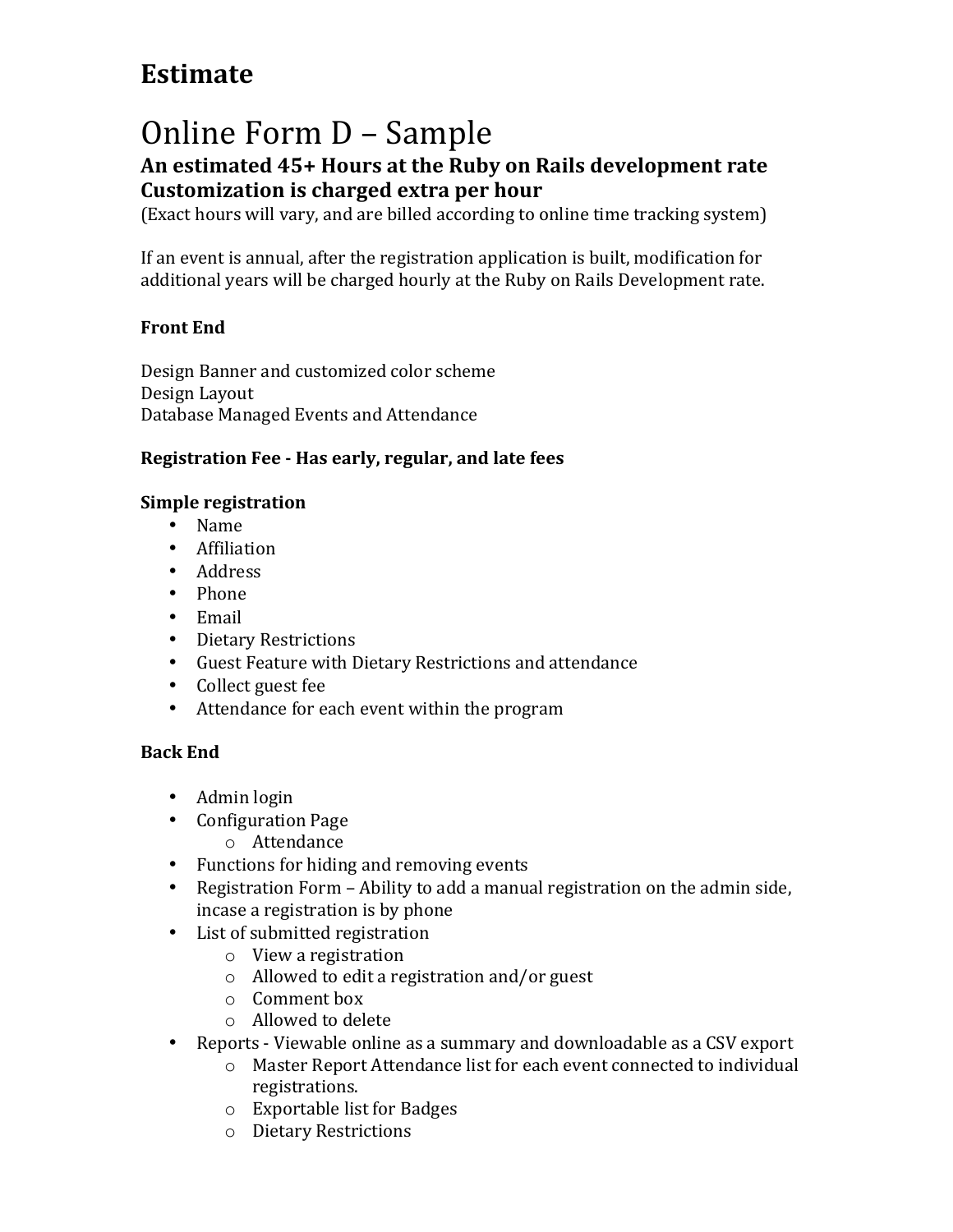## Estimate

# Online Form D – Sample

### An estimated 45+ Hours at the Ruby on Rails development rate
### Customization is charged extra per hour

(Exact hours will vary, and are billed according to online time tracking system)

If an event is annual, after the registration application is built, modification for additional years will be charged hourly at the Ruby on Rails Development rate.

**Front End**

Design Banner and customized color scheme
Design Layout
Database Managed Events and Attendance

**Registration Fee - Has early, regular, and late fees**

**Simple registration**

- Name
- Affiliation
- Address
- Phone
- Email
- Dietary Restrictions
- Guest Feature with Dietary Restrictions and attendance
- Collect guest fee
- Attendance for each event within the program

**Back End**

- Admin login
- Configuration Page
    - Attendance
- Functions for hiding and removing events
- Registration Form – Ability to add a manual registration on the admin side, incase a registration is by phone
- List of submitted registration
    - View a registration
    - Allowed to edit a registration and/or guest
    - Comment box
    - Allowed to delete
- Reports - Viewable online as a summary and downloadable as a CSV export
    - Master Report Attendance list for each event connected to individual registrations.
    - Exportable list for Badges
    - Dietary Restrictions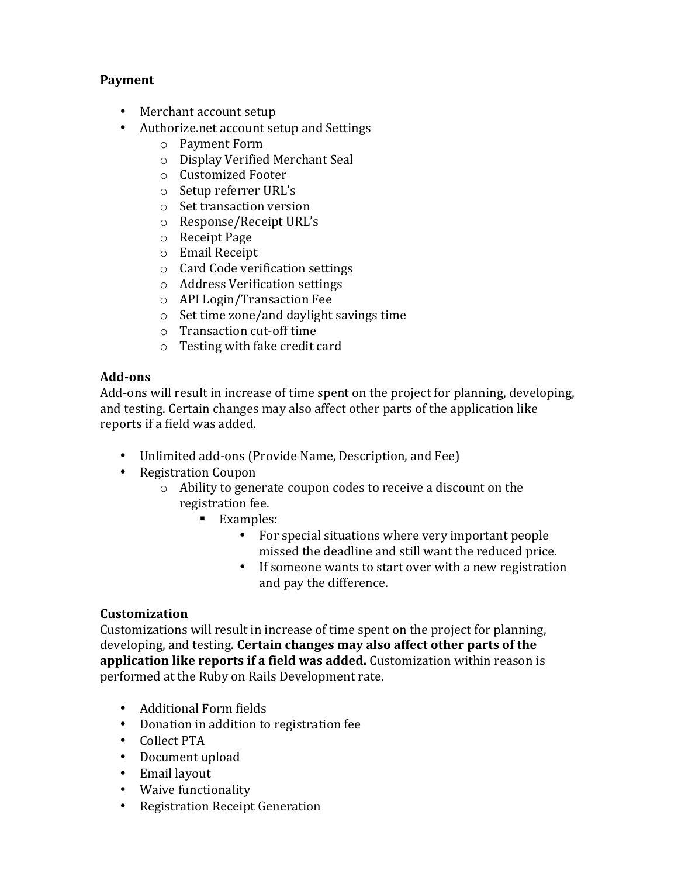**Payment**

- Merchant account setup
- Authorize.net account setup and Settings
  - Payment Form
  - Display Verified Merchant Seal
  - Customized Footer
  - Setup referrer URL's
  - Set transaction version
  - Response/Receipt URL's
  - Receipt Page
  - Email Receipt
  - Card Code verification settings
  - Address Verification settings
  - API Login/Transaction Fee
  - Set time zone/and daylight savings time
  - Transaction cut-off time
  - Testing with fake credit card

**Add-ons**

Add-ons will result in increase of time spent on the project for planning, developing, and testing. Certain changes may also affect other parts of the application like reports if a field was added.

- Unlimited add-ons (Provide Name, Description, and Fee)
- Registration Coupon
  - Ability to generate coupon codes to receive a discount on the registration fee.
    - Examples:
      - For special situations where very important people missed the deadline and still want the reduced price.
      - If someone wants to start over with a new registration and pay the difference.

**Customization**

Customizations will result in increase of time spent on the project for planning, developing, and testing. **Certain changes may also affect other parts of the application like reports if a field was added.** Customization within reason is performed at the Ruby on Rails Development rate.

- Additional Form fields
- Donation in addition to registration fee
- Collect PTA
- Document upload
- Email layout
- Waive functionality
- Registration Receipt Generation